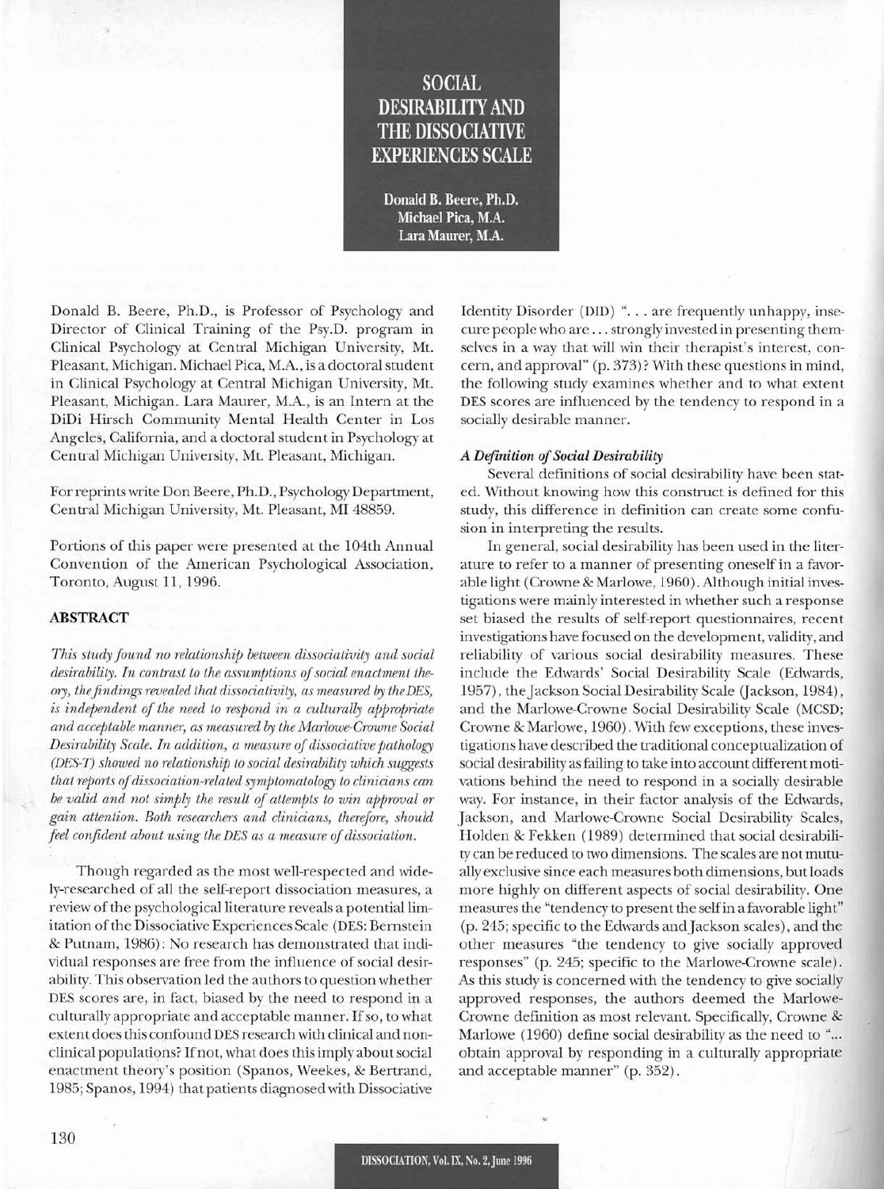# SOCIAL DESIRABILITY AND THE DISSOCIATIVE EXPERIENCES SCALE

**Donald B. Beere, Ph.D.**
**Michael Pica, M.A.**
**Lara Maurer, M.A.**

Donald B. Beere, Ph.D., is Professor of Psychology and Director of Clinical Training of the Psy.D. program in Clinical Psychology at Central Michigan University, Mt. Pleasant, Michigan. Michael Pica, M.A., is a doctoral student in Clinical Psychology at Central Michigan University, Mt. Pleasant, Michigan. Lara Maurer, M.A., is an Intern at the DiDi Hirsch Community Mental Health Center in Los Angeles, California, and a doctoral student in Psychology at Central Michigan University, Mt. Pleasant, Michigan.

For reprints write Don Beere, Ph.D., Psychology Department, Central Michigan University, Mt. Pleasant, MI 48859.

Portions of this paper were presented at the 104th Annual Convention of the American Psychological Association, Toronto, August 11, 1996.

## ABSTRACT

*This study found no relationship between dissociativity and social desirability. In contrast to the assumptions of social enactment theory, the findings revealed that dissociativity, as measured by the DES, is independent of the need to respond in a culturally appropriate and acceptable manner, as measured by the Marlowe-Crowne Social Desirability Scale. In addition, a measure of dissociative pathology (DES-T) showed no relationship to social desirability which suggests that reports of dissociation-related symptomatology to clinicians can be valid and not simply the result of attempts to win approval or gain attention. Both researchers and clinicians, therefore, should feel confident about using the DES as a measure of dissociation.*

Though regarded as the most well-respected and widely-researched of all the self-report dissociation measures, a review of the psychological literature reveals a potential limitation of the Dissociative Experiences Scale (DES: Bernstein & Putnam, 1986): No research has demonstrated that individual responses are free from the influence of social desirability. This observation led the authors to question whether DES scores are, in fact, biased by the need to respond in a culturally appropriate and acceptable manner. If so, to what extent does this confound DES research with clinical and nonclinical populations? If not, what does this imply about social enactment theory's position (Spanos, Weekes, & Bertrand, 1985; Spanos, 1994) that patients diagnosed with Dissociative Identity Disorder (DID) ". . . are frequently unhappy, insecure people who are . . . strongly invested in presenting themselves in a way that will win their therapist's interest, concern, and approval" (p. 373)? With these questions in mind, the following study examines whether and to what extent DES scores are influenced by the tendency to respond in a socially desirable manner.

### *A Definition of Social Desirability*

Several definitions of social desirability have been stated. Without knowing how this construct is defined for this study, this difference in definition can create some confusion in interpreting the results.

In general, social desirability has been used in the literature to refer to a manner of presenting oneself in a favorable light (Crowne & Marlowe, 1960). Although initial investigations were mainly interested in whether such a response set biased the results of self-report questionnaires, recent investigations have focused on the development, validity, and reliability of various social desirability measures. These include the Edwards' Social Desirability Scale (Edwards, 1957), the Jackson Social Desirability Scale (Jackson, 1984), and the Marlowe-Crowne Social Desirability Scale (MCSD; Crowne & Marlowe, 1960). With few exceptions, these investigations have described the traditional conceptualization of social desirability as failing to take into account different motivations behind the need to respond in a socially desirable way. For instance, in their factor analysis of the Edwards, Jackson, and Marlowe-Crowne Social Desirability Scales, Holden & Fekken (1989) determined that social desirability can be reduced to two dimensions. The scales are not mutually exclusive since each measures both dimensions, but loads more highly on different aspects of social desirability. One measures the "tendency to present the self in a favorable light" (p. 245; specific to the Edwards and Jackson scales), and the other measures "the tendency to give socially approved responses" (p. 245; specific to the Marlowe-Crowne scale). As this study is concerned with the tendency to give socially approved responses, the authors deemed the Marlowe-Crowne definition as most relevant. Specifically, Crowne & Marlowe (1960) define social desirability as the need to "... obtain approval by responding in a culturally appropriate and acceptable manner" (p. 352).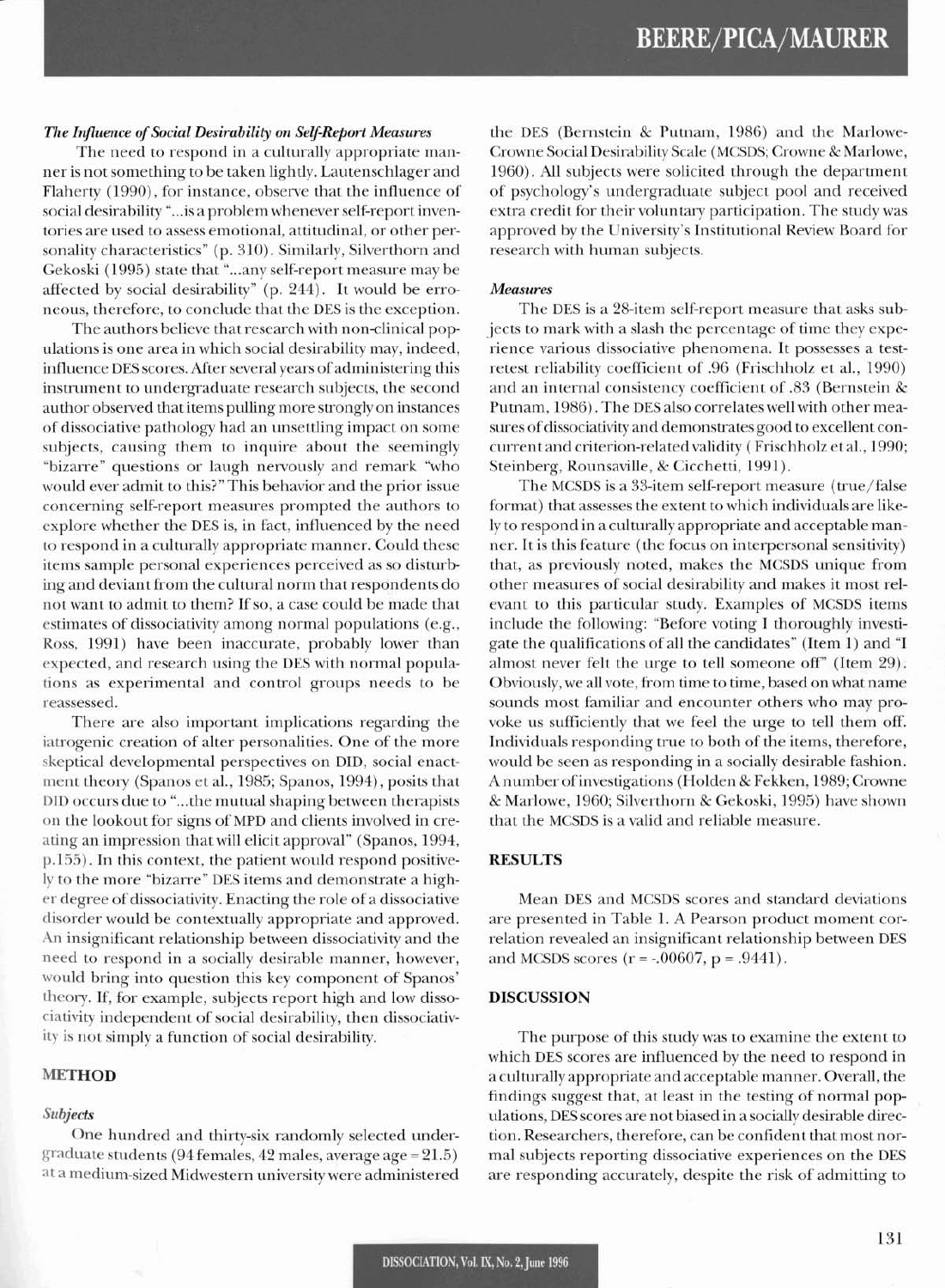### *The Influence of Social Desirability on Self-Report Measures*

The need to respond in a culturally appropriate manner is not something to be taken lightly. Lautenschlager and Flaherty (1990), for instance, observe that the influence of social desirability "...is a problem whenever self-report inventories are used to assess emotional, attitudinal, or other personality characteristics" (p. 310). Similarly, Silverthorn and Gekoski (1995) state that "...any self-report measure may be affected by social desirability" (p. 244). It would be erroneous, therefore, to conclude that the DES is the exception.

The authors believe that research with non-clinical populations is one area in which social desirability may, indeed, influence DES scores. After several years of administering this instrument to undergraduate research subjects, the second author observed that items pulling more strongly on instances of dissociative pathology had an unsettling impact on some subjects, causing them to inquire about the seemingly "bizarre" questions or laugh nervously and remark "who would ever admit to this?" This behavior and the prior issue concerning self-report measures prompted the authors to explore whether the DES is, in fact, influenced by the need to respond in a culturally appropriate manner. Could these items sample personal experiences perceived as so disturbing and deviant from the cultural norm that respondents do not want to admit to them? If so, a case could be made that estimates of dissociativity among normal populations (e.g., Ross, 1991) have been inaccurate, probably lower than expected, and research using the DES with normal populations as experimental and control groups needs to be reassessed.

There are also important implications regarding the iatrogenic creation of alter personalities. One of the more skeptical developmental perspectives on DID, social enactment theory (Spanos et al., 1985; Spanos, 1994), posits that DID occurs due to "...the mutual shaping between therapists on the lookout for signs of MPD and clients involved in creating an impression that will elicit approval" (Spanos, 1994, p.155). In this context, the patient would respond positively to the more "bizarre" DES items and demonstrate a higher degree of dissociativity. Enacting the role of a dissociative disorder would be contextually appropriate and approved. An insignificant relationship between dissociativity and the need to respond in a socially desirable manner, however, would bring into question this key component of Spanos' theory. If, for example, subjects report high and low dissociativity independent of social desirability, then dissociativity is not simply a function of social desirability.

## METHOD

### *Subjects*

One hundred and thirty-six randomly selected undergraduate students (94 females, 42 males, average age = 21.5) at a medium-sized Midwestern university were administered the DES (Bernstein & Putnam, 1986) and the Marlowe-Crowne Social Desirability Scale (MCSDS; Crowne & Marlowe, 1960). All subjects were solicited through the department of psychology's undergraduate subject pool and received extra credit for their voluntary participation. The study was approved by the University's Institutional Review Board for research with human subjects.

### *Measures*

The DES is a 28-item self-report measure that asks subjects to mark with a slash the percentage of time they experience various dissociative phenomena. It possesses a test-retest reliability coefficient of .96 (Frischholz et al., 1990) and an internal consistency coefficient of .83 (Bernstein & Putnam, 1986). The DES also correlates well with other measures of dissociativity and demonstrates good to excellent concurrent and criterion-related validity (Frischholz et al., 1990; Steinberg, Rounsaville, & Cicchetti, 1991).

The MCSDS is a 33-item self-report measure (true/false format) that assesses the extent to which individuals are likely to respond in a culturally appropriate and acceptable manner. It is this feature (the focus on interpersonal sensitivity) that, as previously noted, makes the MCSDS unique from other measures of social desirability and makes it most relevant to this particular study. Examples of MCSDS items include the following: "Before voting I thoroughly investigate the qualifications of all the candidates" (Item 1) and "I almost never felt the urge to tell someone off" (Item 29). Obviously, we all vote, from time to time, based on what name sounds most familiar and encounter others who may provoke us sufficiently that we feel the urge to tell them off. Individuals responding true to both of the items, therefore, would be seen as responding in a socially desirable fashion. A number of investigations (Holden & Fekken, 1989; Crowne & Marlowe, 1960; Silverthorn & Gekoski, 1995) have shown that the MCSDS is a valid and reliable measure.

## RESULTS

Mean DES and MCSDS scores and standard deviations are presented in Table 1. A Pearson product moment correlation revealed an insignificant relationship between DES and MCSDS scores ($r = -.00607$, $p = .9441$).

## DISCUSSION

The purpose of this study was to examine the extent to which DES scores are influenced by the need to respond in a culturally appropriate and acceptable manner. Overall, the findings suggest that, at least in the testing of normal populations, DES scores are not biased in a socially desirable direction. Researchers, therefore, can be confident that most normal subjects reporting dissociative experiences on the DES are responding accurately, despite the risk of admitting to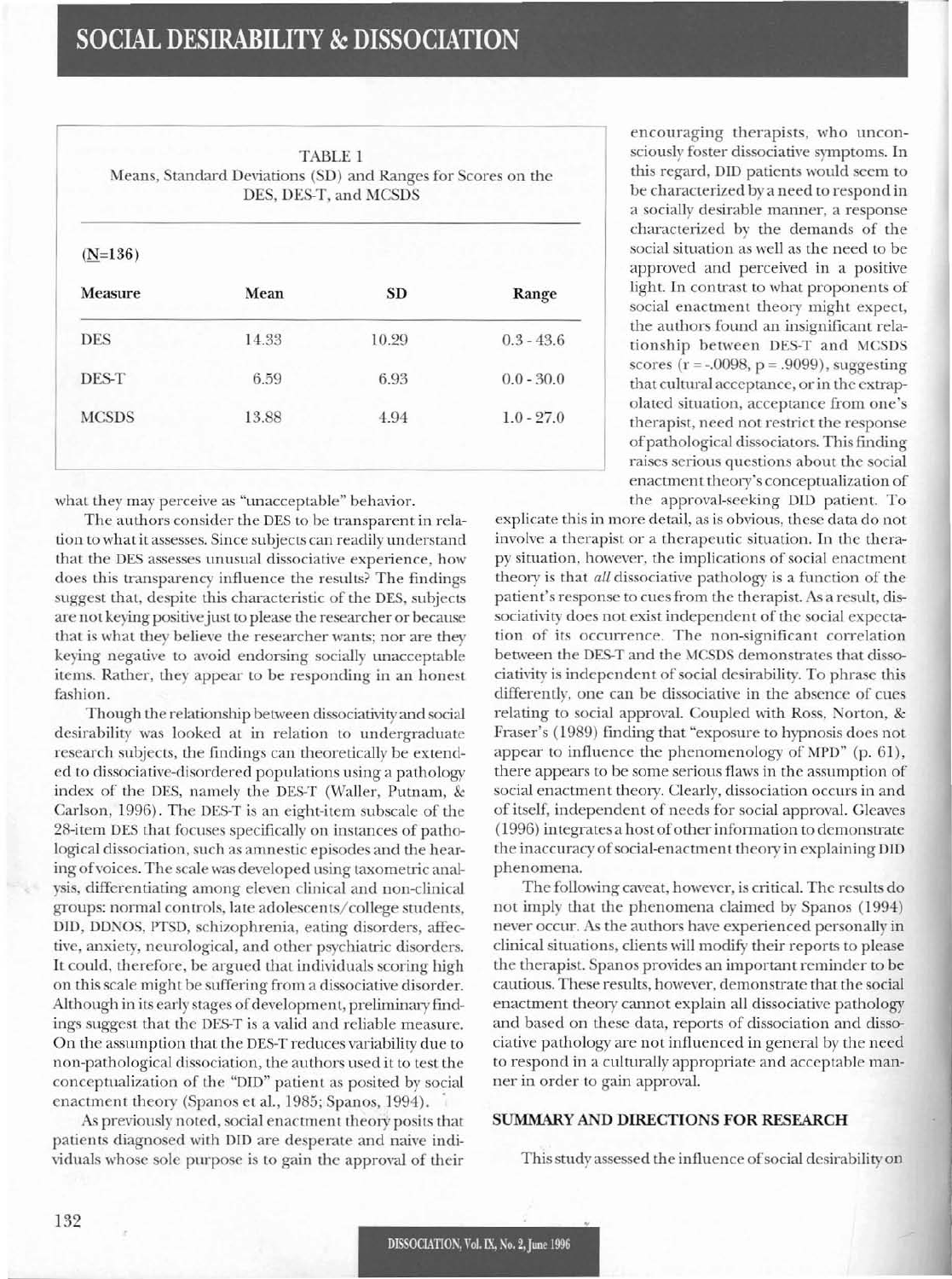TABLE 1
Means, Standard Deviations (SD) and Ranges for Scores on the DES, DES-T, and MCSDS

(N=136)

| Measure | Mean | SD | Range |
|---|---|---|---|
| DES | 14.33 | 10.29 | 0.3 - 43.6 |
| DES-T | 6.59 | 6.93 | 0.0 - 30.0 |
| MCSDS | 13.88 | 4.94 | 1.0 - 27.0 |

what they may perceive as "unacceptable" behavior.

The authors consider the DES to be transparent in relation to what it assesses. Since subjects can readily understand that the DES assesses unusual dissociative experience, how does this transparency influence the results? The findings suggest that, despite this characteristic of the DES, subjects are not keying positive just to please the researcher or because that is what they believe the researcher wants; nor are they keying negative to avoid endorsing socially unacceptable items. Rather, they appear to be responding in an honest fashion.

Though the relationship between dissociativity and social desirability was looked at in relation to undergraduate research subjects, the findings can theoretically be extended to dissociative-disordered populations using a pathology index of the DES, namely the DES-T (Waller, Putnam, & Carlson, 1996). The DES-T is an eight-item subscale of the 28-item DES that focuses specifically on instances of pathological dissociation, such as amnestic episodes and the hearing of voices. The scale was developed using taxometric analysis, differentiating among eleven clinical and non-clinical groups: normal controls, late adolescents/college students, DID, DDNOS, PTSD, schizophrenia, eating disorders, affective, anxiety, neurological, and other psychiatric disorders. It could, therefore, be argued that individuals scoring high on this scale might be suffering from a dissociative disorder. Although in its early stages of development, preliminary findings suggest that the DES-T is a valid and reliable measure. On the assumption that the DES-T reduces variability due to non-pathological dissociation, the authors used it to test the conceptualization of the "DID" patient as posited by social enactment theory (Spanos et al., 1985; Spanos, 1994).

As previously noted, social enactment theory posits that patients diagnosed with DID are desperate and naive individuals whose sole purpose is to gain the approval of their encouraging therapists, who unconsciously foster dissociative symptoms. In this regard, DID patients would seem to be characterized by a need to respond in a socially desirable manner, a response characterized by the demands of the social situation as well as the need to be approved and perceived in a positive light. In contrast to what proponents of social enactment theory might expect, the authors found an insignificant relationship between DES-T and MCSDS scores ($r = -.0098$, $p = .9099$), suggesting that cultural acceptance, or in the extrapolated situation, acceptance from one's therapist, need not restrict the response of pathological dissociators. This finding raises serious questions about the social enactment theory's conceptualization of the approval-seeking DID patient. To explicate this in more detail, as is obvious, these data do not involve a therapist or a therapeutic situation. In the therapy situation, however, the implications of social enactment theory is that *all* dissociative pathology is a function of the patient's response to cues from the therapist. As a result, dissociativity does not exist independent of the social expectation of its occurrence. The non-significant correlation between the DES-T and the MCSDS demonstrates that dissociativity is independent of social desirability. To phrase this differently, one can be dissociative in the absence of cues relating to social approval. Coupled with Ross, Norton, & Fraser's (1989) finding that "exposure to hypnosis does not appear to influence the phenomenology of MPD" (p. 61), there appears to be some serious flaws in the assumption of social enactment theory. Clearly, dissociation occurs in and of itself, independent of needs for social approval. Gleaves (1996) integrates a host of other information to demonstrate the inaccuracy of social-enactment theory in explaining DID phenomena.

The following caveat, however, is critical. The results do not imply that the phenomena claimed by Spanos (1994) never occur. As the authors have experienced personally in clinical situations, clients will modify their reports to please the therapist. Spanos provides an important reminder to be cautious. These results, however, demonstrate that the social enactment theory cannot explain all dissociative pathology and based on these data, reports of dissociation and dissociative pathology are not influenced in general by the need to respond in a culturally appropriate and acceptable manner in order to gain approval.

## SUMMARY AND DIRECTIONS FOR RESEARCH

This study assessed the influence of social desirability on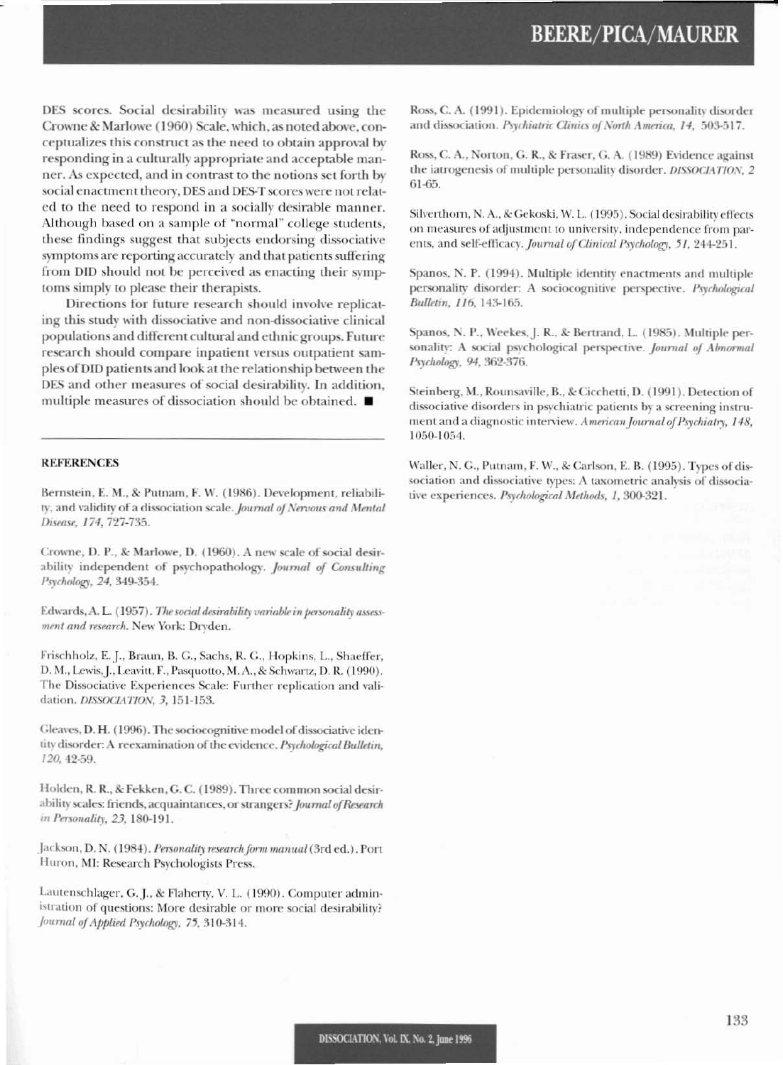DES scores. Social desirability was measured using the Crowne & Marlowe (1960) Scale, which, as noted above, conceptualizes this construct as the need to obtain approval by responding in a culturally appropriate and acceptable manner. As expected, and in contrast to the notions set forth by social enactment theory, DES and DES-T scores were not related to the need to respond in a socially desirable manner. Although based on a sample of "normal" college students, these findings suggest that subjects endorsing dissociative symptoms are reporting accurately and that patients suffering from DID should not be perceived as enacting their symptoms simply to please their therapists.

Directions for future research should involve replicating this study with dissociative and non-dissociative clinical populations and different cultural and ethnic groups. Future research should compare inpatient versus outpatient samples of DID patients and look at the relationship between the DES and other measures of social desirability. In addition, multiple measures of dissociation should be obtained. ■

## REFERENCES

Bernstein, E. M., & Putnam, F. W. (1986). Development, reliability, and validity of a dissociation scale. *Journal of Nervous and Mental Disease, 174,* 727-735.

Crowne, D. P., & Marlowe, D. (1960). A new scale of social desirability independent of psychopathology. *Journal of Consulting Psychology, 24,* 349-354.

Edwards, A. L. (1957). *The social desirability variable in personality assessment and research.* New York: Dryden.

Frischholz, E. J., Braun, B. G., Sachs, R. G., Hopkins, L., Shaeffer, D. M., Lewis, J., Leavitt, F., Pasquotto, M. A., & Schwartz, D. R. (1990). The Dissociative Experiences Scale: Further replication and validation. *DISSOCIATION, 3,* 151-153.

Gleaves, D. H. (1996). The sociocognitive model of dissociative identity disorder: A reexamination of the evidence. *Psychological Bulletin, 120,* 42-59.

Holden, R. R., & Fekken, G. C. (1989). Three common social desirability scales: friends, acquaintances, or strangers? *Journal of Research in Personality, 23,* 180-191.

Jackson, D. N. (1984). *Personality research form manual* (3rd ed.). Port Huron, MI: Research Psychologists Press.

Lautenschlager, G. J., & Flaherty, V. L. (1990). Computer administration of questions: More desirable or more social desirability? *Journal of Applied Psychology, 75,* 310-314.

Ross, C. A. (1991). Epidemiology of multiple personality disorder and dissociation. *Psychiatric Clinics of North America, 14,* 503-517.

Ross, C. A., Norton, G. R., & Fraser, G. A. (1989) Evidence against the iatrogenesis of multiple personality disorder. *DISSOCIATION, 2* 61-65.

Silverthorn, N. A., & Gekoski, W. L. (1995). Social desirability effects on measures of adjustment to university, independence from parents, and self-efficacy. *Journal of Clinical Psychology, 51,* 244-251.

Spanos, N. P. (1994). Multiple identity enactments and multiple personality disorder: A sociocognitive perspective. *Psychological Bulletin, 116,* 143-165.

Spanos, N. P., Weekes, J. R., & Bertrand, L. (1985). Multiple personality: A social psychological perspective. *Journal of Abnormal Psychology, 94,* 362-376.

Steinberg, M., Rounsaville, B., & Cicchetti, D. (1991). Detection of dissociative disorders in psychiatric patients by a screening instrument and a diagnostic interview. *American Journal of Psychiatry, 148,* 1050-1054.

Waller, N. G., Putnam, F. W., & Carlson, E. B. (1995). Types of dissociation and dissociative types: A taxometric analysis of dissociative experiences. *Psychological Methods, 1,* 300-321.